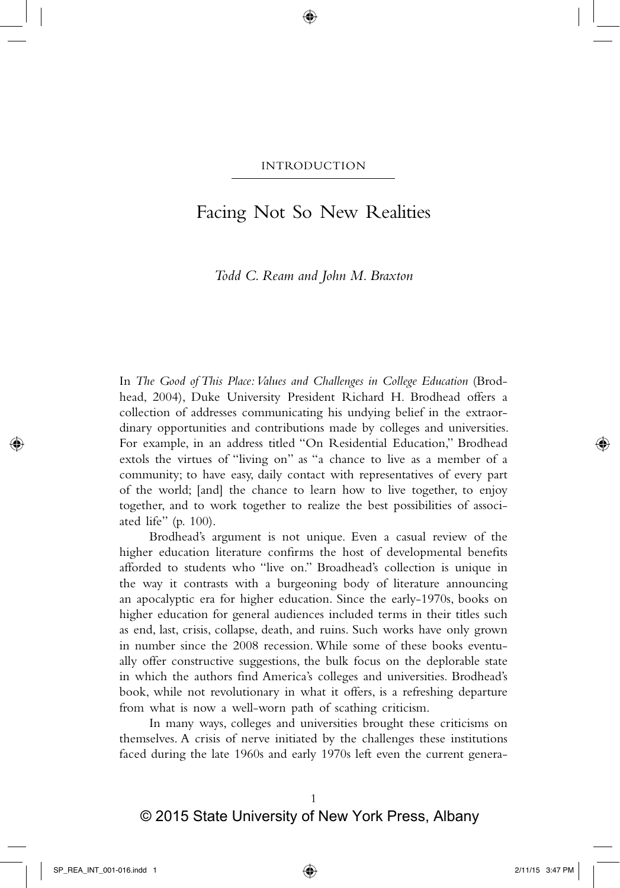INTRODUCTION

# Facing Not So New Realities

*Todd C. Ream and John M. Braxton*

In *The Good of This Place: Values and Challenges in College Education* (Brodhead, 2004), Duke University President Richard H. Brodhead offers a collection of addresses communicating his undying belief in the extraordinary opportunities and contributions made by colleges and universities. For example, in an address titled "On Residential Education," Brodhead extols the virtues of "living on" as "a chance to live as a member of a community; to have easy, daily contact with representatives of every part of the world; [and] the chance to learn how to live together, to enjoy together, and to work together to realize the best possibilities of associated life" (p. 100).

Brodhead's argument is not unique. Even a casual review of the higher education literature confirms the host of developmental benefits afforded to students who "live on." Broadhead's collection is unique in the way it contrasts with a burgeoning body of literature announcing an apocalyptic era for higher education. Since the early-1970s, books on higher education for general audiences included terms in their titles such as end, last, crisis, collapse, death, and ruins. Such works have only grown in number since the 2008 recession. While some of these books eventually offer constructive suggestions, the bulk focus on the deplorable state in which the authors find America's colleges and universities. Brodhead's book, while not revolutionary in what it offers, is a refreshing departure from what is now a well-worn path of scathing criticism.

In many ways, colleges and universities brought these criticisms on themselves. A crisis of nerve initiated by the challenges these institutions faced during the late 1960s and early 1970s left even the current genera-

© 2015 State University of New York Press, Albany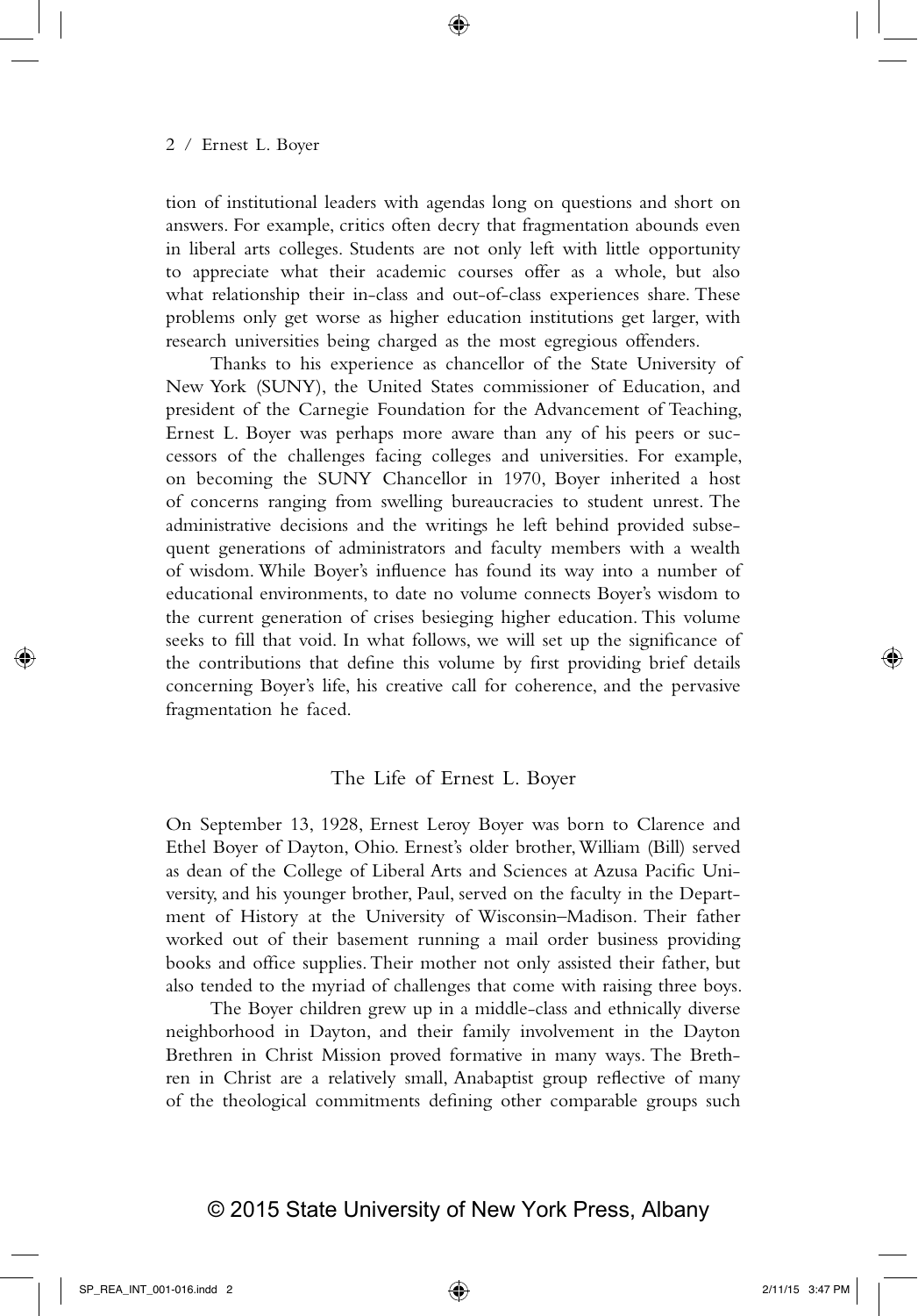tion of institutional leaders with agendas long on questions and short on answers. For example, critics often decry that fragmentation abounds even in liberal arts colleges. Students are not only left with little opportunity to appreciate what their academic courses offer as a whole, but also what relationship their in-class and out-of-class experiences share. These problems only get worse as higher education institutions get larger, with research universities being charged as the most egregious offenders.

Thanks to his experience as chancellor of the State University of New York (SUNY), the United States commissioner of Education, and president of the Carnegie Foundation for the Advancement of Teaching, Ernest L. Boyer was perhaps more aware than any of his peers or successors of the challenges facing colleges and universities. For example, on becoming the SUNY Chancellor in 1970, Boyer inherited a host of concerns ranging from swelling bureaucracies to student unrest. The administrative decisions and the writings he left behind provided subsequent generations of administrators and faculty members with a wealth of wisdom. While Boyer's influence has found its way into a number of educational environments, to date no volume connects Boyer's wisdom to the current generation of crises besieging higher education. This volume seeks to fill that void. In what follows, we will set up the significance of the contributions that define this volume by first providing brief details concerning Boyer's life, his creative call for coherence, and the pervasive fragmentation he faced.

## The Life of Ernest L. Boyer

On September 13, 1928, Ernest Leroy Boyer was born to Clarence and Ethel Boyer of Dayton, Ohio. Ernest's older brother, William (Bill) served as dean of the College of Liberal Arts and Sciences at Azusa Pacific University, and his younger brother, Paul, served on the faculty in the Department of History at the University of Wisconsin–Madison. Their father worked out of their basement running a mail order business providing books and office supplies. Their mother not only assisted their father, but also tended to the myriad of challenges that come with raising three boys.

The Boyer children grew up in a middle-class and ethnically diverse neighborhood in Dayton, and their family involvement in the Dayton Brethren in Christ Mission proved formative in many ways. The Brethren in Christ are a relatively small, Anabaptist group reflective of many of the theological commitments defining other comparable groups such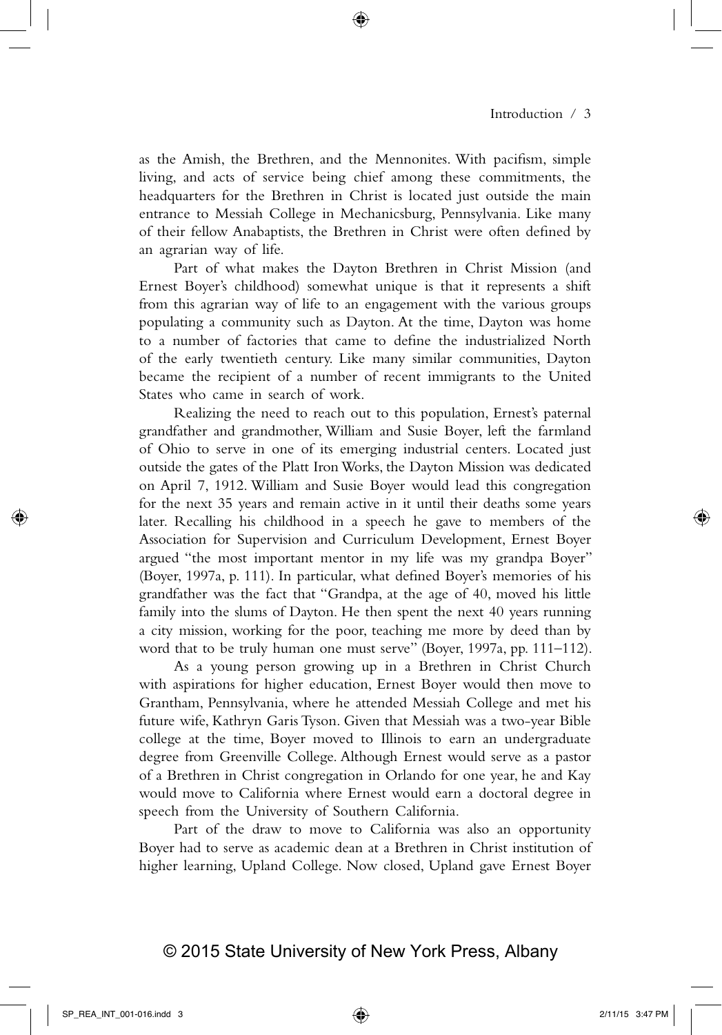as the Amish, the Brethren, and the Mennonites. With pacifism, simple living, and acts of service being chief among these commitments, the headquarters for the Brethren in Christ is located just outside the main entrance to Messiah College in Mechanicsburg, Pennsylvania. Like many of their fellow Anabaptists, the Brethren in Christ were often defined by an agrarian way of life.

Part of what makes the Dayton Brethren in Christ Mission (and Ernest Boyer's childhood) somewhat unique is that it represents a shift from this agrarian way of life to an engagement with the various groups populating a community such as Dayton. At the time, Dayton was home to a number of factories that came to define the industrialized North of the early twentieth century. Like many similar communities, Dayton became the recipient of a number of recent immigrants to the United States who came in search of work.

Realizing the need to reach out to this population, Ernest's paternal grandfather and grandmother, William and Susie Boyer, left the farmland of Ohio to serve in one of its emerging industrial centers. Located just outside the gates of the Platt Iron Works, the Dayton Mission was dedicated on April 7, 1912. William and Susie Boyer would lead this congregation for the next 35 years and remain active in it until their deaths some years later. Recalling his childhood in a speech he gave to members of the Association for Supervision and Curriculum Development, Ernest Boyer argued "the most important mentor in my life was my grandpa Boyer" (Boyer, 1997a, p. 111). In particular, what defined Boyer's memories of his grandfather was the fact that "Grandpa, at the age of 40, moved his little family into the slums of Dayton. He then spent the next 40 years running a city mission, working for the poor, teaching me more by deed than by word that to be truly human one must serve" (Boyer, 1997a, pp. 111–112).

As a young person growing up in a Brethren in Christ Church with aspirations for higher education, Ernest Boyer would then move to Grantham, Pennsylvania, where he attended Messiah College and met his future wife, Kathryn Garis Tyson. Given that Messiah was a two-year Bible college at the time, Boyer moved to Illinois to earn an undergraduate degree from Greenville College. Although Ernest would serve as a pastor of a Brethren in Christ congregation in Orlando for one year, he and Kay would move to California where Ernest would earn a doctoral degree in speech from the University of Southern California.

Part of the draw to move to California was also an opportunity Boyer had to serve as academic dean at a Brethren in Christ institution of higher learning, Upland College. Now closed, Upland gave Ernest Boyer

© 2015 State University of New York Press, Albany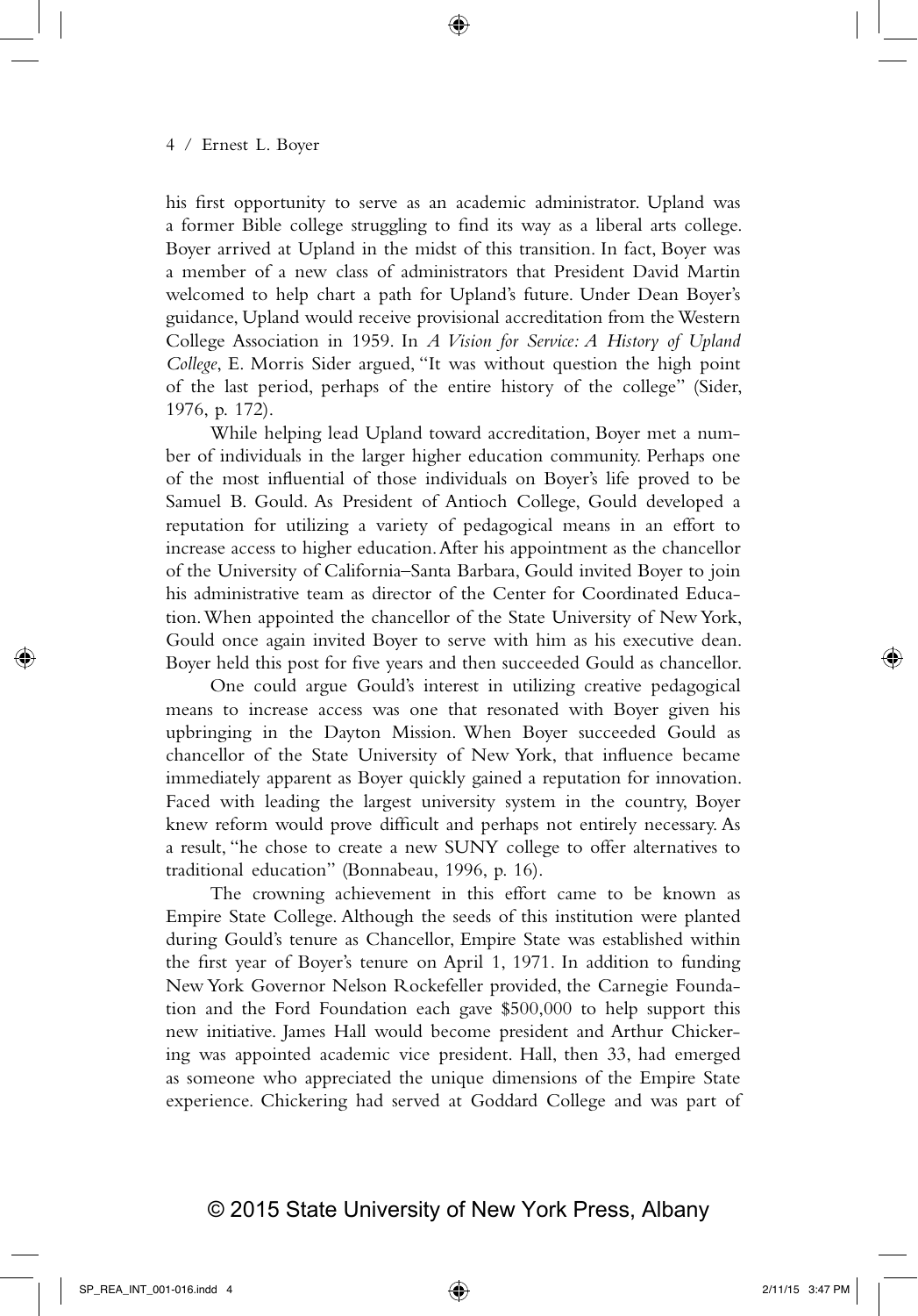his first opportunity to serve as an academic administrator. Upland was a former Bible college struggling to find its way as a liberal arts college. Boyer arrived at Upland in the midst of this transition. In fact, Boyer was a member of a new class of administrators that President David Martin welcomed to help chart a path for Upland's future. Under Dean Boyer's guidance, Upland would receive provisional accreditation from the Western College Association in 1959. In *A Vision for Service: A History of Upland College*, E. Morris Sider argued, "It was without question the high point of the last period, perhaps of the entire history of the college" (Sider, 1976, p. 172).

While helping lead Upland toward accreditation, Boyer met a number of individuals in the larger higher education community. Perhaps one of the most influential of those individuals on Boyer's life proved to be Samuel B. Gould. As President of Antioch College, Gould developed a reputation for utilizing a variety of pedagogical means in an effort to increase access to higher education. After his appointment as the chancellor of the University of California–Santa Barbara, Gould invited Boyer to join his administrative team as director of the Center for Coordinated Education. When appointed the chancellor of the State University of New York, Gould once again invited Boyer to serve with him as his executive dean. Boyer held this post for five years and then succeeded Gould as chancellor.

One could argue Gould's interest in utilizing creative pedagogical means to increase access was one that resonated with Boyer given his upbringing in the Dayton Mission. When Boyer succeeded Gould as chancellor of the State University of New York, that influence became immediately apparent as Boyer quickly gained a reputation for innovation. Faced with leading the largest university system in the country, Boyer knew reform would prove difficult and perhaps not entirely necessary. As a result, "he chose to create a new SUNY college to offer alternatives to traditional education" (Bonnabeau, 1996, p. 16).

The crowning achievement in this effort came to be known as Empire State College. Although the seeds of this institution were planted during Gould's tenure as Chancellor, Empire State was established within the first year of Boyer's tenure on April 1, 1971. In addition to funding New York Governor Nelson Rockefeller provided, the Carnegie Foundation and the Ford Foundation each gave $500,000 to help support this new initiative. James Hall would become president and Arthur Chickering was appointed academic vice president. Hall, then 33, had emerged as someone who appreciated the unique dimensions of the Empire State experience. Chickering had served at Goddard College and was part of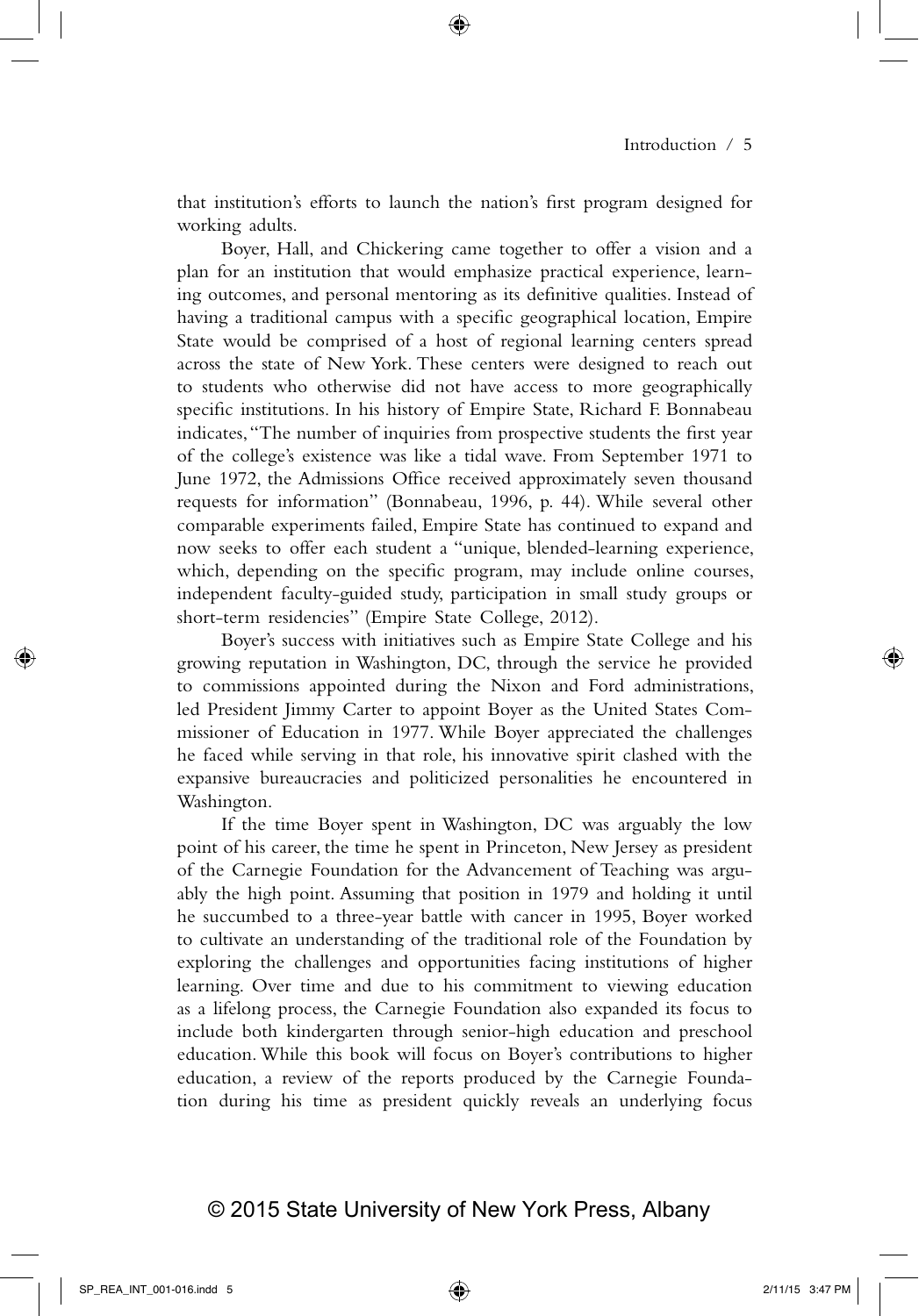that institution's efforts to launch the nation's first program designed for working adults.

Boyer, Hall, and Chickering came together to offer a vision and a plan for an institution that would emphasize practical experience, learning outcomes, and personal mentoring as its definitive qualities. Instead of having a traditional campus with a specific geographical location, Empire State would be comprised of a host of regional learning centers spread across the state of New York. These centers were designed to reach out to students who otherwise did not have access to more geographically specific institutions. In his history of Empire State, Richard F. Bonnabeau indicates, "The number of inquiries from prospective students the first year of the college's existence was like a tidal wave. From September 1971 to June 1972, the Admissions Office received approximately seven thousand requests for information" (Bonnabeau, 1996, p. 44). While several other comparable experiments failed, Empire State has continued to expand and now seeks to offer each student a "unique, blended-learning experience, which, depending on the specific program, may include online courses, independent faculty-guided study, participation in small study groups or short-term residencies" (Empire State College, 2012).

Boyer's success with initiatives such as Empire State College and his growing reputation in Washington, DC, through the service he provided to commissions appointed during the Nixon and Ford administrations, led President Jimmy Carter to appoint Boyer as the United States Commissioner of Education in 1977. While Boyer appreciated the challenges he faced while serving in that role, his innovative spirit clashed with the expansive bureaucracies and politicized personalities he encountered in Washington.

If the time Boyer spent in Washington, DC was arguably the low point of his career, the time he spent in Princeton, New Jersey as president of the Carnegie Foundation for the Advancement of Teaching was arguably the high point. Assuming that position in 1979 and holding it until he succumbed to a three-year battle with cancer in 1995, Boyer worked to cultivate an understanding of the traditional role of the Foundation by exploring the challenges and opportunities facing institutions of higher learning. Over time and due to his commitment to viewing education as a lifelong process, the Carnegie Foundation also expanded its focus to include both kindergarten through senior-high education and preschool education. While this book will focus on Boyer's contributions to higher education, a review of the reports produced by the Carnegie Foundation during his time as president quickly reveals an underlying focus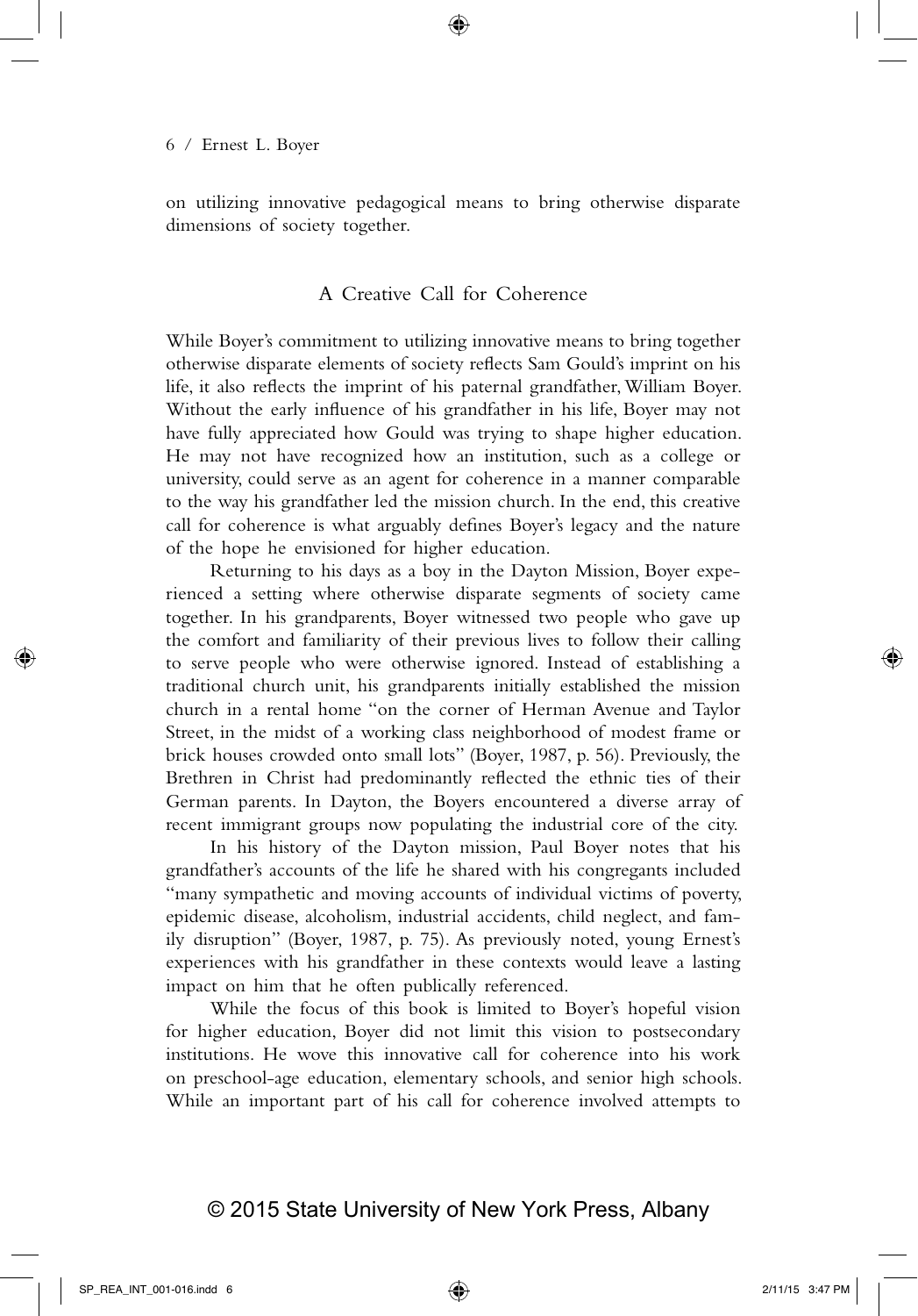on utilizing innovative pedagogical means to bring otherwise disparate dimensions of society together.

## A Creative Call for Coherence

While Boyer's commitment to utilizing innovative means to bring together otherwise disparate elements of society reflects Sam Gould's imprint on his life, it also reflects the imprint of his paternal grandfather, William Boyer. Without the early influence of his grandfather in his life, Boyer may not have fully appreciated how Gould was trying to shape higher education. He may not have recognized how an institution, such as a college or university, could serve as an agent for coherence in a manner comparable to the way his grandfather led the mission church. In the end, this creative call for coherence is what arguably defines Boyer's legacy and the nature of the hope he envisioned for higher education.

Returning to his days as a boy in the Dayton Mission, Boyer experienced a setting where otherwise disparate segments of society came together. In his grandparents, Boyer witnessed two people who gave up the comfort and familiarity of their previous lives to follow their calling to serve people who were otherwise ignored. Instead of establishing a traditional church unit, his grandparents initially established the mission church in a rental home "on the corner of Herman Avenue and Taylor Street, in the midst of a working class neighborhood of modest frame or brick houses crowded onto small lots" (Boyer, 1987, p. 56). Previously, the Brethren in Christ had predominantly reflected the ethnic ties of their German parents. In Dayton, the Boyers encountered a diverse array of recent immigrant groups now populating the industrial core of the city.

In his history of the Dayton mission, Paul Boyer notes that his grandfather's accounts of the life he shared with his congregants included "many sympathetic and moving accounts of individual victims of poverty, epidemic disease, alcoholism, industrial accidents, child neglect, and family disruption" (Boyer, 1987, p. 75). As previously noted, young Ernest's experiences with his grandfather in these contexts would leave a lasting impact on him that he often publically referenced.

While the focus of this book is limited to Boyer's hopeful vision for higher education, Boyer did not limit this vision to postsecondary institutions. He wove this innovative call for coherence into his work on preschool-age education, elementary schools, and senior high schools. While an important part of his call for coherence involved attempts to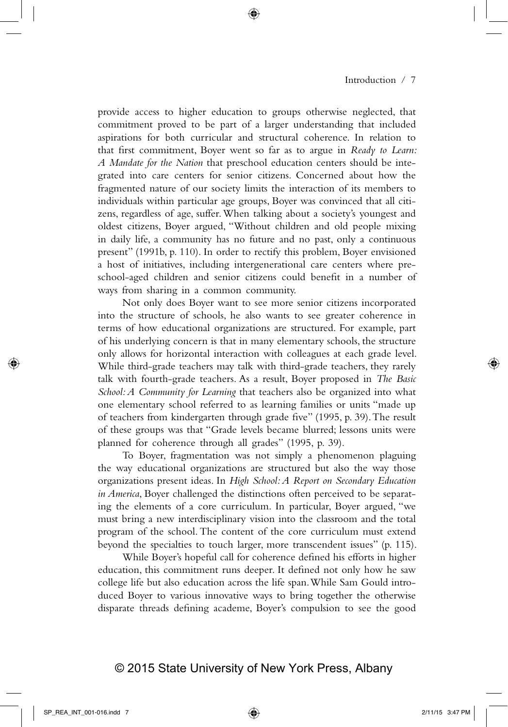provide access to higher education to groups otherwise neglected, that commitment proved to be part of a larger understanding that included aspirations for both curricular and structural coherence. In relation to that first commitment, Boyer went so far as to argue in *Ready to Learn: A Mandate for the Nation* that preschool education centers should be integrated into care centers for senior citizens. Concerned about how the fragmented nature of our society limits the interaction of its members to individuals within particular age groups, Boyer was convinced that all citizens, regardless of age, suffer. When talking about a society's youngest and oldest citizens, Boyer argued, "Without children and old people mixing in daily life, a community has no future and no past, only a continuous present" (1991b, p. 110). In order to rectify this problem, Boyer envisioned a host of initiatives, including intergenerational care centers where preschool-aged children and senior citizens could benefit in a number of ways from sharing in a common community.

Not only does Boyer want to see more senior citizens incorporated into the structure of schools, he also wants to see greater coherence in terms of how educational organizations are structured. For example, part of his underlying concern is that in many elementary schools, the structure only allows for horizontal interaction with colleagues at each grade level. While third-grade teachers may talk with third-grade teachers, they rarely talk with fourth-grade teachers. As a result, Boyer proposed in *The Basic School: A Community for Learning* that teachers also be organized into what one elementary school referred to as learning families or units "made up of teachers from kindergarten through grade five" (1995, p. 39). The result of these groups was that "Grade levels became blurred; lessons units were planned for coherence through all grades" (1995, p. 39).

To Boyer, fragmentation was not simply a phenomenon plaguing the way educational organizations are structured but also the way those organizations present ideas. In *High School: A Report on Secondary Education in America*, Boyer challenged the distinctions often perceived to be separating the elements of a core curriculum. In particular, Boyer argued, "we must bring a new interdisciplinary vision into the classroom and the total program of the school. The content of the core curriculum must extend beyond the specialties to touch larger, more transcendent issues" (p. 115).

While Boyer's hopeful call for coherence defined his efforts in higher education, this commitment runs deeper. It defined not only how he saw college life but also education across the life span. While Sam Gould introduced Boyer to various innovative ways to bring together the otherwise disparate threads defining academe, Boyer's compulsion to see the good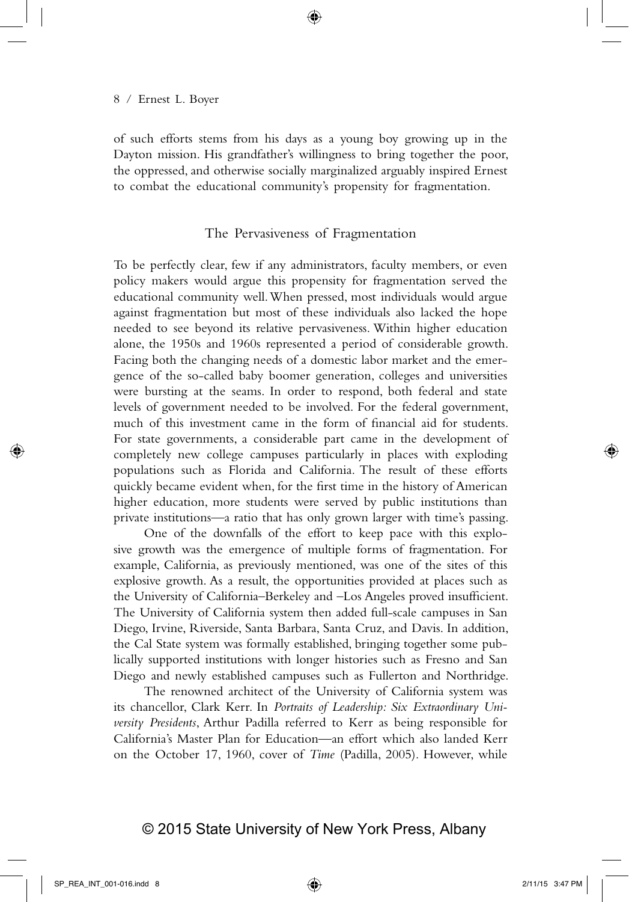of such efforts stems from his days as a young boy growing up in the Dayton mission. His grandfather's willingness to bring together the poor, the oppressed, and otherwise socially marginalized arguably inspired Ernest to combat the educational community's propensity for fragmentation.

## The Pervasiveness of Fragmentation

To be perfectly clear, few if any administrators, faculty members, or even policy makers would argue this propensity for fragmentation served the educational community well. When pressed, most individuals would argue against fragmentation but most of these individuals also lacked the hope needed to see beyond its relative pervasiveness. Within higher education alone, the 1950s and 1960s represented a period of considerable growth. Facing both the changing needs of a domestic labor market and the emergence of the so-called baby boomer generation, colleges and universities were bursting at the seams. In order to respond, both federal and state levels of government needed to be involved. For the federal government, much of this investment came in the form of financial aid for students. For state governments, a considerable part came in the development of completely new college campuses particularly in places with exploding populations such as Florida and California. The result of these efforts quickly became evident when, for the first time in the history of American higher education, more students were served by public institutions than private institutions—a ratio that has only grown larger with time's passing.

One of the downfalls of the effort to keep pace with this explosive growth was the emergence of multiple forms of fragmentation. For example, California, as previously mentioned, was one of the sites of this explosive growth. As a result, the opportunities provided at places such as the University of California–Berkeley and –Los Angeles proved insufficient. The University of California system then added full-scale campuses in San Diego, Irvine, Riverside, Santa Barbara, Santa Cruz, and Davis. In addition, the Cal State system was formally established, bringing together some publically supported institutions with longer histories such as Fresno and San Diego and newly established campuses such as Fullerton and Northridge.

The renowned architect of the University of California system was its chancellor, Clark Kerr. In *Portraits of Leadership: Six Extraordinary University Presidents*, Arthur Padilla referred to Kerr as being responsible for California's Master Plan for Education—an effort which also landed Kerr on the October 17, 1960, cover of *Time* (Padilla, 2005). However, while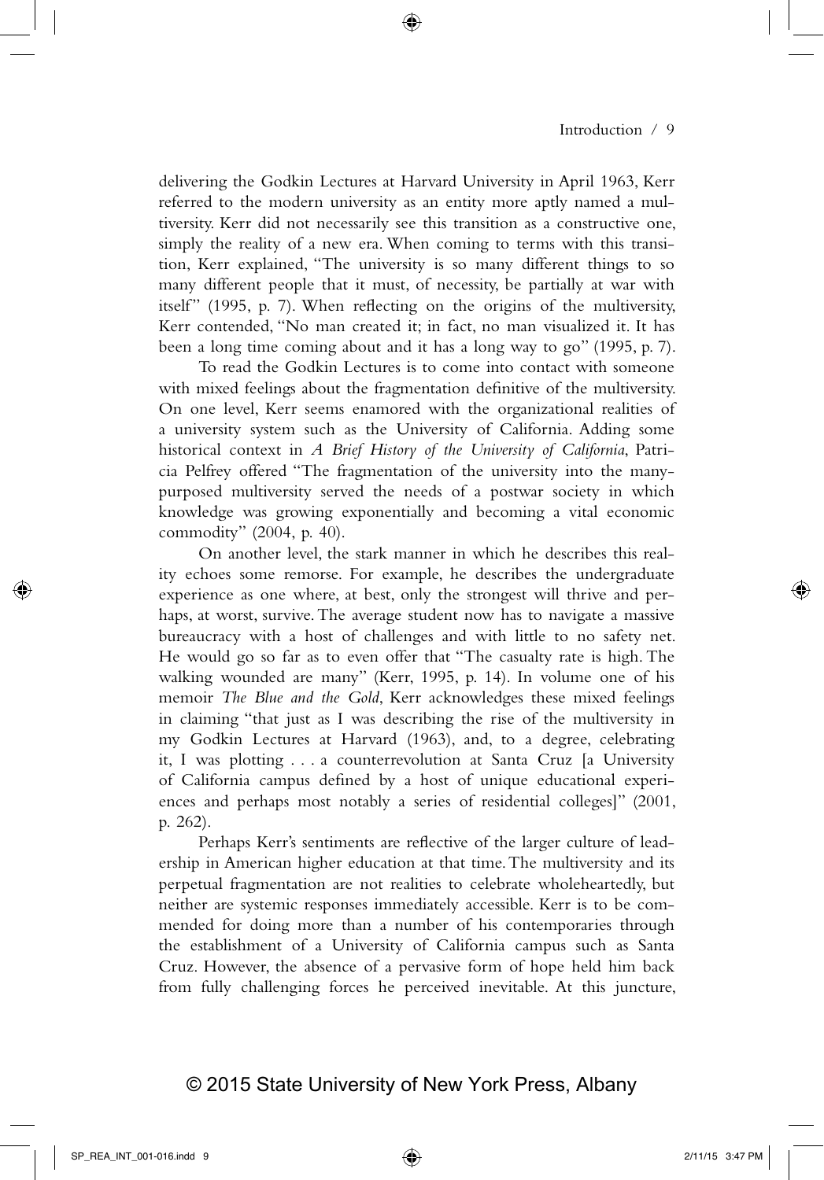delivering the Godkin Lectures at Harvard University in April 1963, Kerr referred to the modern university as an entity more aptly named a multiversity. Kerr did not necessarily see this transition as a constructive one, simply the reality of a new era. When coming to terms with this transition, Kerr explained, "The university is so many different things to so many different people that it must, of necessity, be partially at war with itself" (1995, p. 7). When reflecting on the origins of the multiversity, Kerr contended, "No man created it; in fact, no man visualized it. It has been a long time coming about and it has a long way to go" (1995, p. 7).

To read the Godkin Lectures is to come into contact with someone with mixed feelings about the fragmentation definitive of the multiversity. On one level, Kerr seems enamored with the organizational realities of a university system such as the University of California. Adding some historical context in *A Brief History of the University of California*, Patricia Pelfrey offered "The fragmentation of the university into the many-purposed multiversity served the needs of a postwar society in which knowledge was growing exponentially and becoming a vital economic commodity" (2004, p. 40).

On another level, the stark manner in which he describes this reality echoes some remorse. For example, he describes the undergraduate experience as one where, at best, only the strongest will thrive and perhaps, at worst, survive. The average student now has to navigate a massive bureaucracy with a host of challenges and with little to no safety net. He would go so far as to even offer that "The casualty rate is high. The walking wounded are many" (Kerr, 1995, p. 14). In volume one of his memoir *The Blue and the Gold*, Kerr acknowledges these mixed feelings in claiming "that just as I was describing the rise of the multiversity in my Godkin Lectures at Harvard (1963), and, to a degree, celebrating it, I was plotting . . . a counterrevolution at Santa Cruz [a University of California campus defined by a host of unique educational experiences and perhaps most notably a series of residential colleges]" (2001, p. 262).

Perhaps Kerr's sentiments are reflective of the larger culture of leadership in American higher education at that time. The multiversity and its perpetual fragmentation are not realities to celebrate wholeheartedly, but neither are systemic responses immediately accessible. Kerr is to be commended for doing more than a number of his contemporaries through the establishment of a University of California campus such as Santa Cruz. However, the absence of a pervasive form of hope held him back from fully challenging forces he perceived inevitable. At this juncture,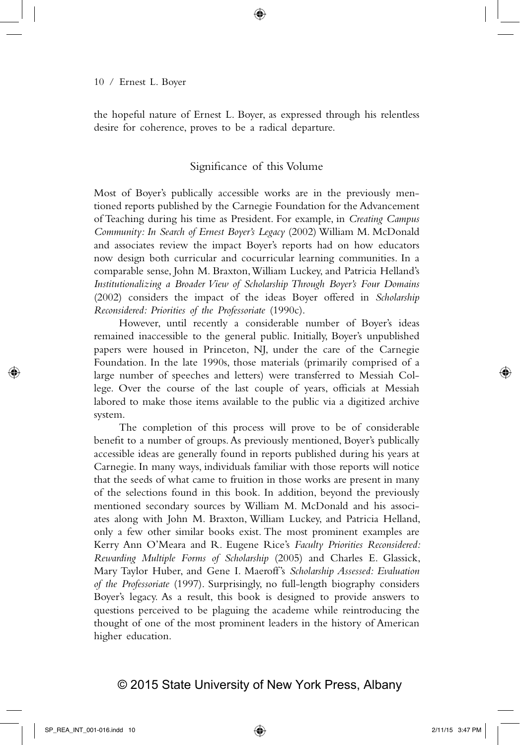the hopeful nature of Ernest L. Boyer, as expressed through his relentless desire for coherence, proves to be a radical departure.

## Significance of this Volume

Most of Boyer's publically accessible works are in the previously mentioned reports published by the Carnegie Foundation for the Advancement of Teaching during his time as President. For example, in *Creating Campus Community: In Search of Ernest Boyer's Legacy* (2002) William M. McDonald and associates review the impact Boyer's reports had on how educators now design both curricular and cocurricular learning communities. In a comparable sense, John M. Braxton, William Luckey, and Patricia Helland's *Institutionalizing a Broader View of Scholarship Through Boyer's Four Domains* (2002) considers the impact of the ideas Boyer offered in *Scholarship Reconsidered: Priorities of the Professoriate* (1990c).

However, until recently a considerable number of Boyer's ideas remained inaccessible to the general public. Initially, Boyer's unpublished papers were housed in Princeton, NJ, under the care of the Carnegie Foundation. In the late 1990s, those materials (primarily comprised of a large number of speeches and letters) were transferred to Messiah College. Over the course of the last couple of years, officials at Messiah labored to make those items available to the public via a digitized archive system.

The completion of this process will prove to be of considerable benefit to a number of groups. As previously mentioned, Boyer's publically accessible ideas are generally found in reports published during his years at Carnegie. In many ways, individuals familiar with those reports will notice that the seeds of what came to fruition in those works are present in many of the selections found in this book. In addition, beyond the previously mentioned secondary sources by William M. McDonald and his associates along with John M. Braxton, William Luckey, and Patricia Helland, only a few other similar books exist. The most prominent examples are Kerry Ann O'Meara and R. Eugene Rice's *Faculty Priorities Reconsidered: Rewarding Multiple Forms of Scholarship* (2005) and Charles E. Glassick, Mary Taylor Huber, and Gene I. Maeroff's *Scholarship Assessed: Evaluation of the Professoriate* (1997). Surprisingly, no full-length biography considers Boyer's legacy. As a result, this book is designed to provide answers to questions perceived to be plaguing the academe while reintroducing the thought of one of the most prominent leaders in the history of American higher education.

© 2015 State University of New York Press, Albany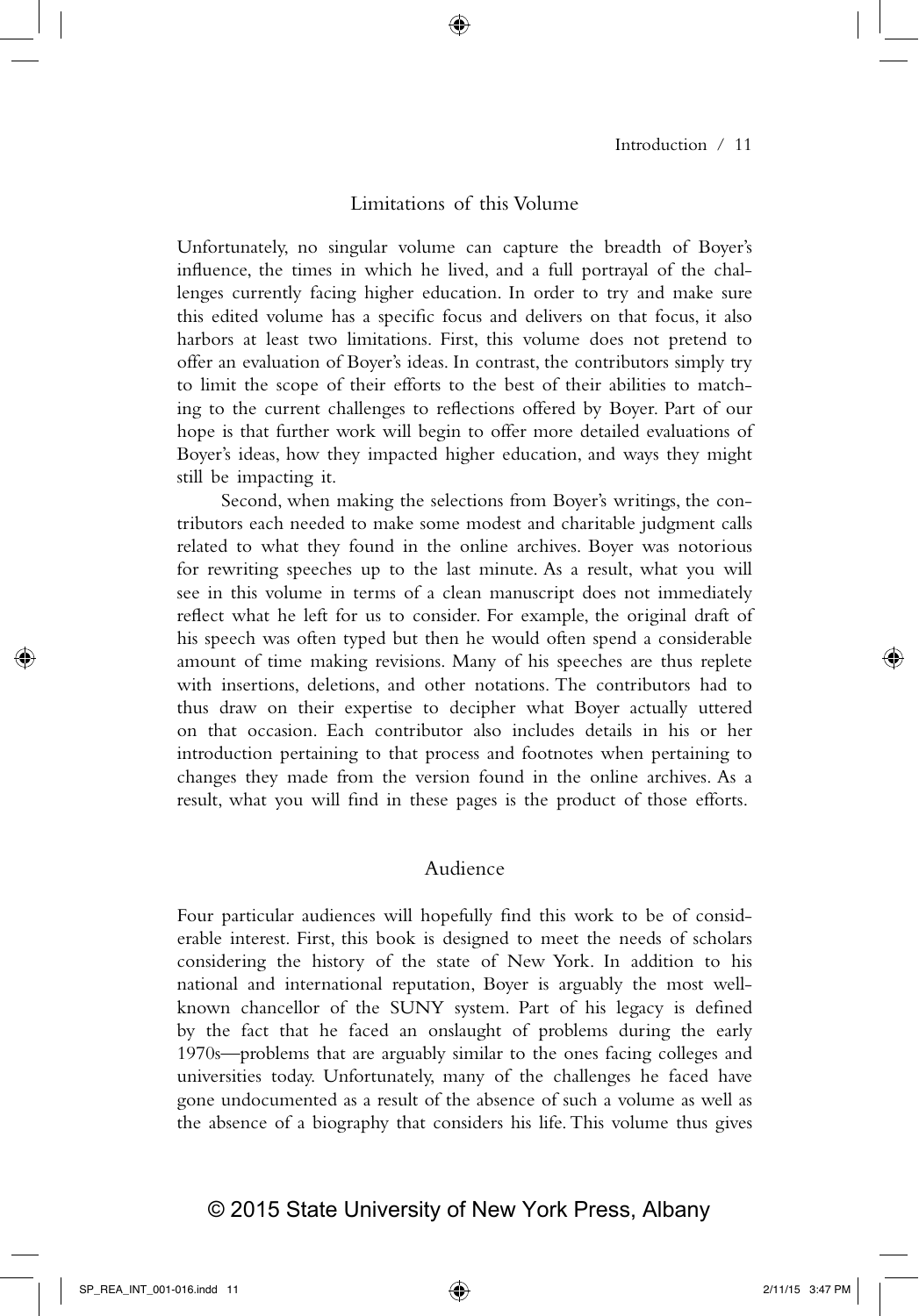## Limitations of this Volume

Unfortunately, no singular volume can capture the breadth of Boyer's influence, the times in which he lived, and a full portrayal of the challenges currently facing higher education. In order to try and make sure this edited volume has a specific focus and delivers on that focus, it also harbors at least two limitations. First, this volume does not pretend to offer an evaluation of Boyer's ideas. In contrast, the contributors simply try to limit the scope of their efforts to the best of their abilities to matching to the current challenges to reflections offered by Boyer. Part of our hope is that further work will begin to offer more detailed evaluations of Boyer's ideas, how they impacted higher education, and ways they might still be impacting it.

Second, when making the selections from Boyer's writings, the contributors each needed to make some modest and charitable judgment calls related to what they found in the online archives. Boyer was notorious for rewriting speeches up to the last minute. As a result, what you will see in this volume in terms of a clean manuscript does not immediately reflect what he left for us to consider. For example, the original draft of his speech was often typed but then he would often spend a considerable amount of time making revisions. Many of his speeches are thus replete with insertions, deletions, and other notations. The contributors had to thus draw on their expertise to decipher what Boyer actually uttered on that occasion. Each contributor also includes details in his or her introduction pertaining to that process and footnotes when pertaining to changes they made from the version found in the online archives. As a result, what you will find in these pages is the product of those efforts.

## Audience

Four particular audiences will hopefully find this work to be of considerable interest. First, this book is designed to meet the needs of scholars considering the history of the state of New York. In addition to his national and international reputation, Boyer is arguably the most well-known chancellor of the SUNY system. Part of his legacy is defined by the fact that he faced an onslaught of problems during the early 1970s—problems that are arguably similar to the ones facing colleges and universities today. Unfortunately, many of the challenges he faced have gone undocumented as a result of the absence of such a volume as well as the absence of a biography that considers his life. This volume thus gives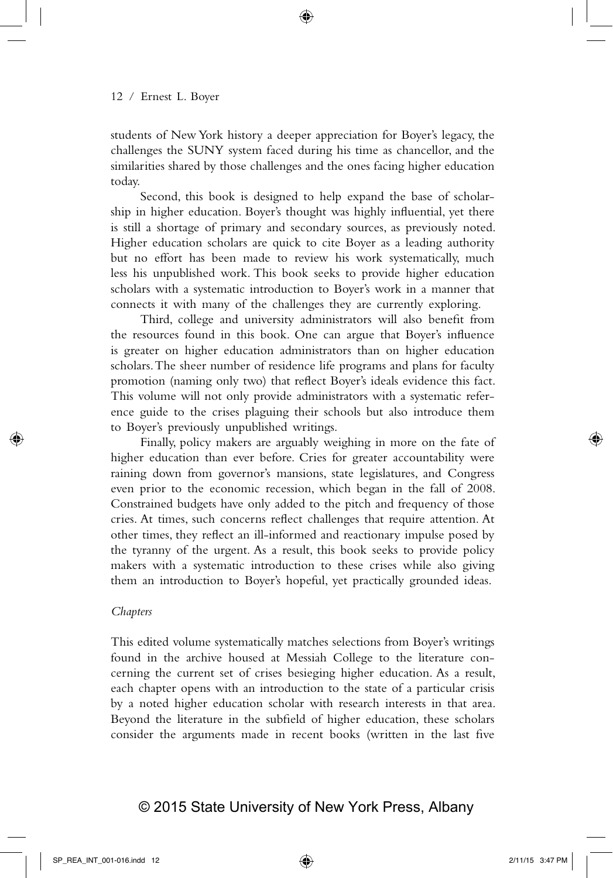students of New York history a deeper appreciation for Boyer's legacy, the challenges the SUNY system faced during his time as chancellor, and the similarities shared by those challenges and the ones facing higher education today.

Second, this book is designed to help expand the base of scholarship in higher education. Boyer's thought was highly influential, yet there is still a shortage of primary and secondary sources, as previously noted. Higher education scholars are quick to cite Boyer as a leading authority but no effort has been made to review his work systematically, much less his unpublished work. This book seeks to provide higher education scholars with a systematic introduction to Boyer's work in a manner that connects it with many of the challenges they are currently exploring.

Third, college and university administrators will also benefit from the resources found in this book. One can argue that Boyer's influence is greater on higher education administrators than on higher education scholars. The sheer number of residence life programs and plans for faculty promotion (naming only two) that reflect Boyer's ideals evidence this fact. This volume will not only provide administrators with a systematic reference guide to the crises plaguing their schools but also introduce them to Boyer's previously unpublished writings.

Finally, policy makers are arguably weighing in more on the fate of higher education than ever before. Cries for greater accountability were raining down from governor's mansions, state legislatures, and Congress even prior to the economic recession, which began in the fall of 2008. Constrained budgets have only added to the pitch and frequency of those cries. At times, such concerns reflect challenges that require attention. At other times, they reflect an ill-informed and reactionary impulse posed by the tyranny of the urgent. As a result, this book seeks to provide policy makers with a systematic introduction to these crises while also giving them an introduction to Boyer's hopeful, yet practically grounded ideas.

*Chapters*

This edited volume systematically matches selections from Boyer's writings found in the archive housed at Messiah College to the literature concerning the current set of crises besieging higher education. As a result, each chapter opens with an introduction to the state of a particular crisis by a noted higher education scholar with research interests in that area. Beyond the literature in the subfield of higher education, these scholars consider the arguments made in recent books (written in the last five

© 2015 State University of New York Press, Albany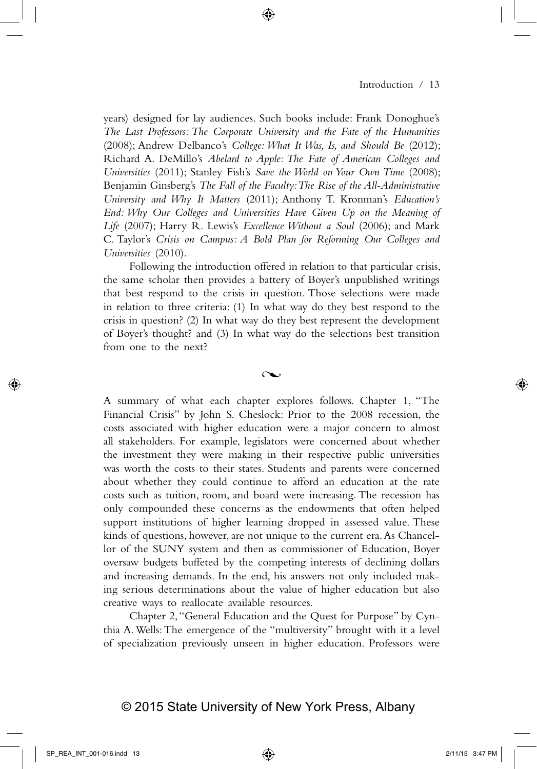years) designed for lay audiences. Such books include: Frank Donoghue's *The Last Professors: The Corporate University and the Fate of the Humanities* (2008); Andrew Delbanco's *College: What It Was, Is, and Should Be* (2012); Richard A. DeMillo's *Abelard to Apple: The Fate of American Colleges and Universities* (2011); Stanley Fish's *Save the World on Your Own Time* (2008); Benjamin Ginsberg's *The Fall of the Faculty: The Rise of the All-Administrative University and Why It Matters* (2011); Anthony T. Kronman's *Education's End: Why Our Colleges and Universities Have Given Up on the Meaning of Life* (2007); Harry R. Lewis's *Excellence Without a Soul* (2006); and Mark C. Taylor's *Crisis on Campus: A Bold Plan for Reforming Our Colleges and Universities* (2010).

Following the introduction offered in relation to that particular crisis, the same scholar then provides a battery of Boyer's unpublished writings that best respond to the crisis in question. Those selections were made in relation to three criteria: (1) In what way do they best respond to the crisis in question? (2) In what way do they best represent the development of Boyer's thought? and (3) In what way do the selections best transition from one to the next?

~

A summary of what each chapter explores follows. Chapter 1, "The Financial Crisis" by John S. Cheslock: Prior to the 2008 recession, the costs associated with higher education were a major concern to almost all stakeholders. For example, legislators were concerned about whether the investment they were making in their respective public universities was worth the costs to their states. Students and parents were concerned about whether they could continue to afford an education at the rate costs such as tuition, room, and board were increasing. The recession has only compounded these concerns as the endowments that often helped support institutions of higher learning dropped in assessed value. These kinds of questions, however, are not unique to the current era. As Chancellor of the SUNY system and then as commissioner of Education, Boyer oversaw budgets buffeted by the competing interests of declining dollars and increasing demands. In the end, his answers not only included making serious determinations about the value of higher education but also creative ways to reallocate available resources.

Chapter 2, "General Education and the Quest for Purpose" by Cynthia A. Wells: The emergence of the "multiversity" brought with it a level of specialization previously unseen in higher education. Professors were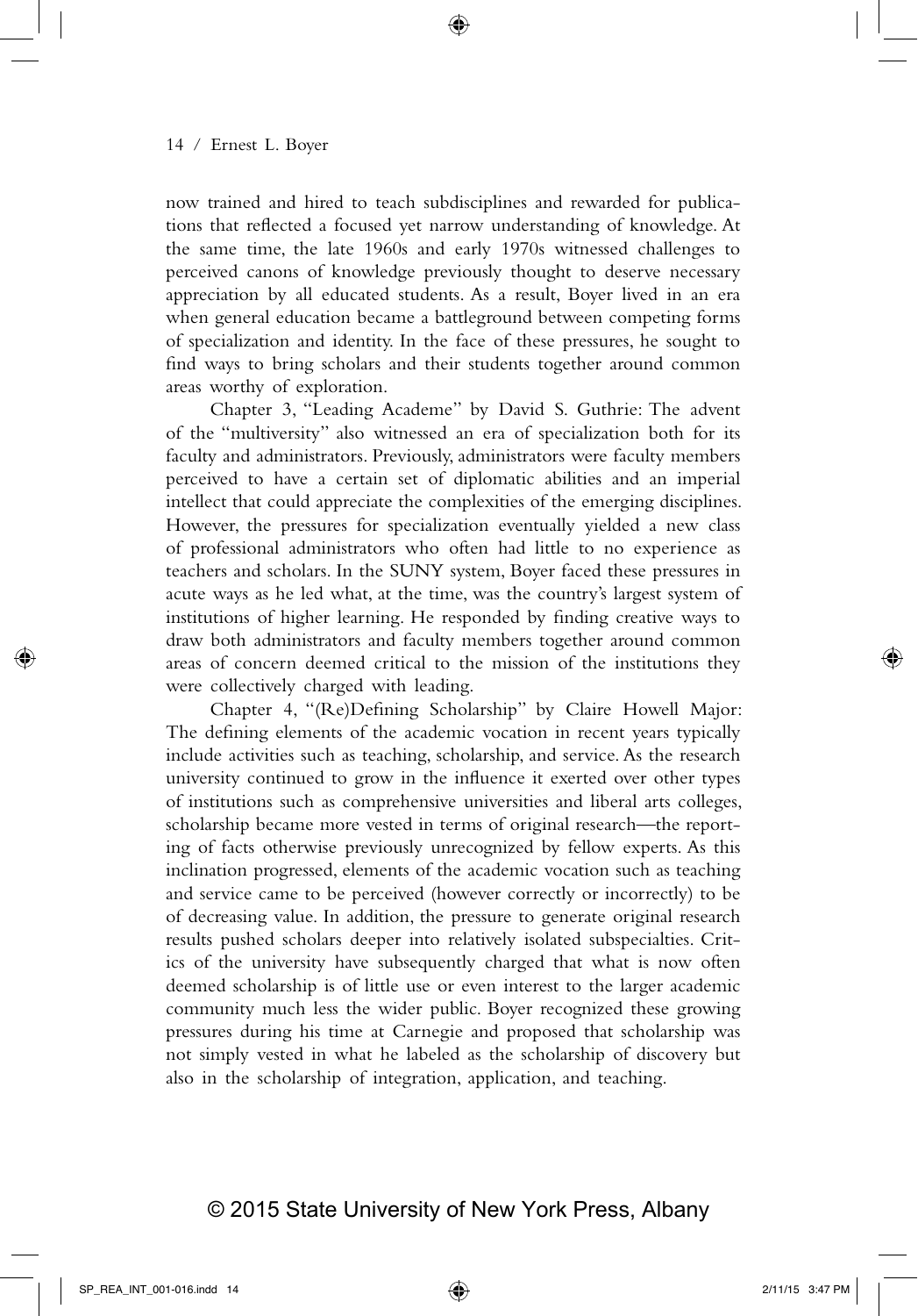now trained and hired to teach subdisciplines and rewarded for publications that reflected a focused yet narrow understanding of knowledge. At the same time, the late 1960s and early 1970s witnessed challenges to perceived canons of knowledge previously thought to deserve necessary appreciation by all educated students. As a result, Boyer lived in an era when general education became a battleground between competing forms of specialization and identity. In the face of these pressures, he sought to find ways to bring scholars and their students together around common areas worthy of exploration.

Chapter 3, "Leading Academe" by David S. Guthrie: The advent of the "multiversity" also witnessed an era of specialization both for its faculty and administrators. Previously, administrators were faculty members perceived to have a certain set of diplomatic abilities and an imperial intellect that could appreciate the complexities of the emerging disciplines. However, the pressures for specialization eventually yielded a new class of professional administrators who often had little to no experience as teachers and scholars. In the SUNY system, Boyer faced these pressures in acute ways as he led what, at the time, was the country's largest system of institutions of higher learning. He responded by finding creative ways to draw both administrators and faculty members together around common areas of concern deemed critical to the mission of the institutions they were collectively charged with leading.

Chapter 4, "(Re)Defining Scholarship" by Claire Howell Major: The defining elements of the academic vocation in recent years typically include activities such as teaching, scholarship, and service. As the research university continued to grow in the influence it exerted over other types of institutions such as comprehensive universities and liberal arts colleges, scholarship became more vested in terms of original research—the reporting of facts otherwise previously unrecognized by fellow experts. As this inclination progressed, elements of the academic vocation such as teaching and service came to be perceived (however correctly or incorrectly) to be of decreasing value. In addition, the pressure to generate original research results pushed scholars deeper into relatively isolated subspecialties. Critics of the university have subsequently charged that what is now often deemed scholarship is of little use or even interest to the larger academic community much less the wider public. Boyer recognized these growing pressures during his time at Carnegie and proposed that scholarship was not simply vested in what he labeled as the scholarship of discovery but also in the scholarship of integration, application, and teaching.

© 2015 State University of New York Press, Albany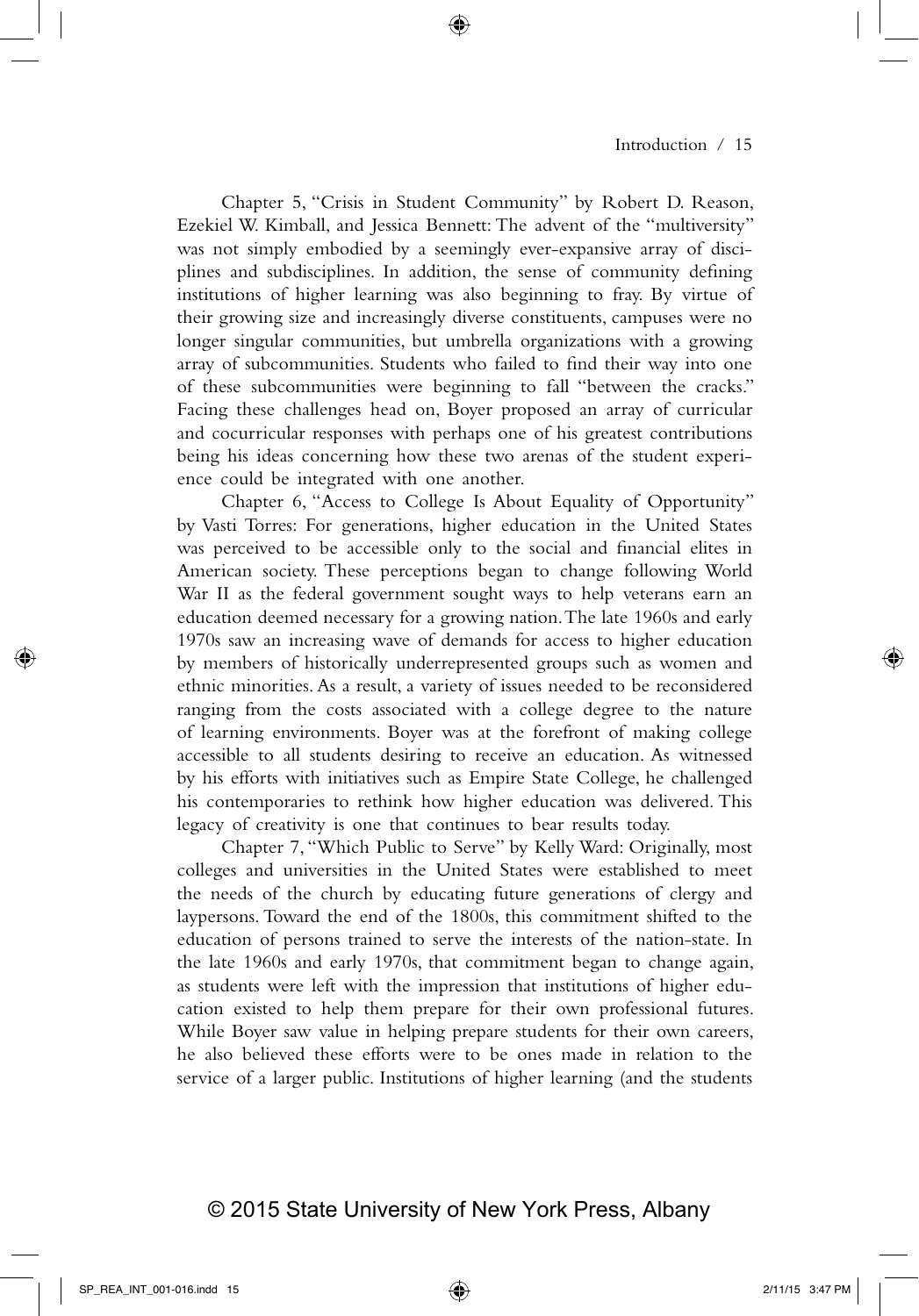Chapter 5, "Crisis in Student Community" by Robert D. Reason, Ezekiel W. Kimball, and Jessica Bennett: The advent of the "multiversity" was not simply embodied by a seemingly ever-expansive array of disciplines and subdisciplines. In addition, the sense of community defining institutions of higher learning was also beginning to fray. By virtue of their growing size and increasingly diverse constituents, campuses were no longer singular communities, but umbrella organizations with a growing array of subcommunities. Students who failed to find their way into one of these subcommunities were beginning to fall "between the cracks." Facing these challenges head on, Boyer proposed an array of curricular and cocurricular responses with perhaps one of his greatest contributions being his ideas concerning how these two arenas of the student experience could be integrated with one another.

Chapter 6, "Access to College Is About Equality of Opportunity" by Vasti Torres: For generations, higher education in the United States was perceived to be accessible only to the social and financial elites in American society. These perceptions began to change following World War II as the federal government sought ways to help veterans earn an education deemed necessary for a growing nation. The late 1960s and early 1970s saw an increasing wave of demands for access to higher education by members of historically underrepresented groups such as women and ethnic minorities. As a result, a variety of issues needed to be reconsidered ranging from the costs associated with a college degree to the nature of learning environments. Boyer was at the forefront of making college accessible to all students desiring to receive an education. As witnessed by his efforts with initiatives such as Empire State College, he challenged his contemporaries to rethink how higher education was delivered. This legacy of creativity is one that continues to bear results today.

Chapter 7, "Which Public to Serve" by Kelly Ward: Originally, most colleges and universities in the United States were established to meet the needs of the church by educating future generations of clergy and laypersons. Toward the end of the 1800s, this commitment shifted to the education of persons trained to serve the interests of the nation-state. In the late 1960s and early 1970s, that commitment began to change again, as students were left with the impression that institutions of higher education existed to help them prepare for their own professional futures. While Boyer saw value in helping prepare students for their own careers, he also believed these efforts were to be ones made in relation to the service of a larger public. Institutions of higher learning (and the students

© 2015 State University of New York Press, Albany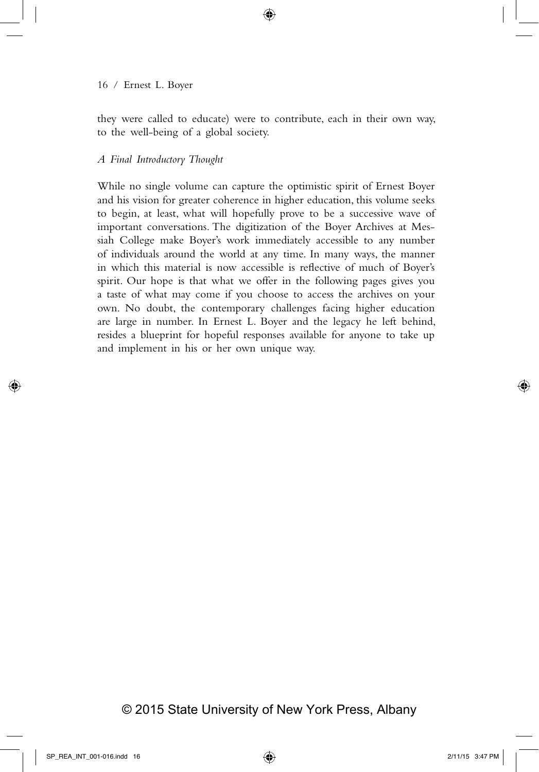they were called to educate) were to contribute, each in their own way, to the well-being of a global society.

### *A Final Introductory Thought*

While no single volume can capture the optimistic spirit of Ernest Boyer and his vision for greater coherence in higher education, this volume seeks to begin, at least, what will hopefully prove to be a successive wave of important conversations. The digitization of the Boyer Archives at Messiah College make Boyer's work immediately accessible to any number of individuals around the world at any time. In many ways, the manner in which this material is now accessible is reflective of much of Boyer's spirit. Our hope is that what we offer in the following pages gives you a taste of what may come if you choose to access the archives on your own. No doubt, the contemporary challenges facing higher education are large in number. In Ernest L. Boyer and the legacy he left behind, resides a blueprint for hopeful responses available for anyone to take up and implement in his or her own unique way.

© 2015 State University of New York Press, Albany